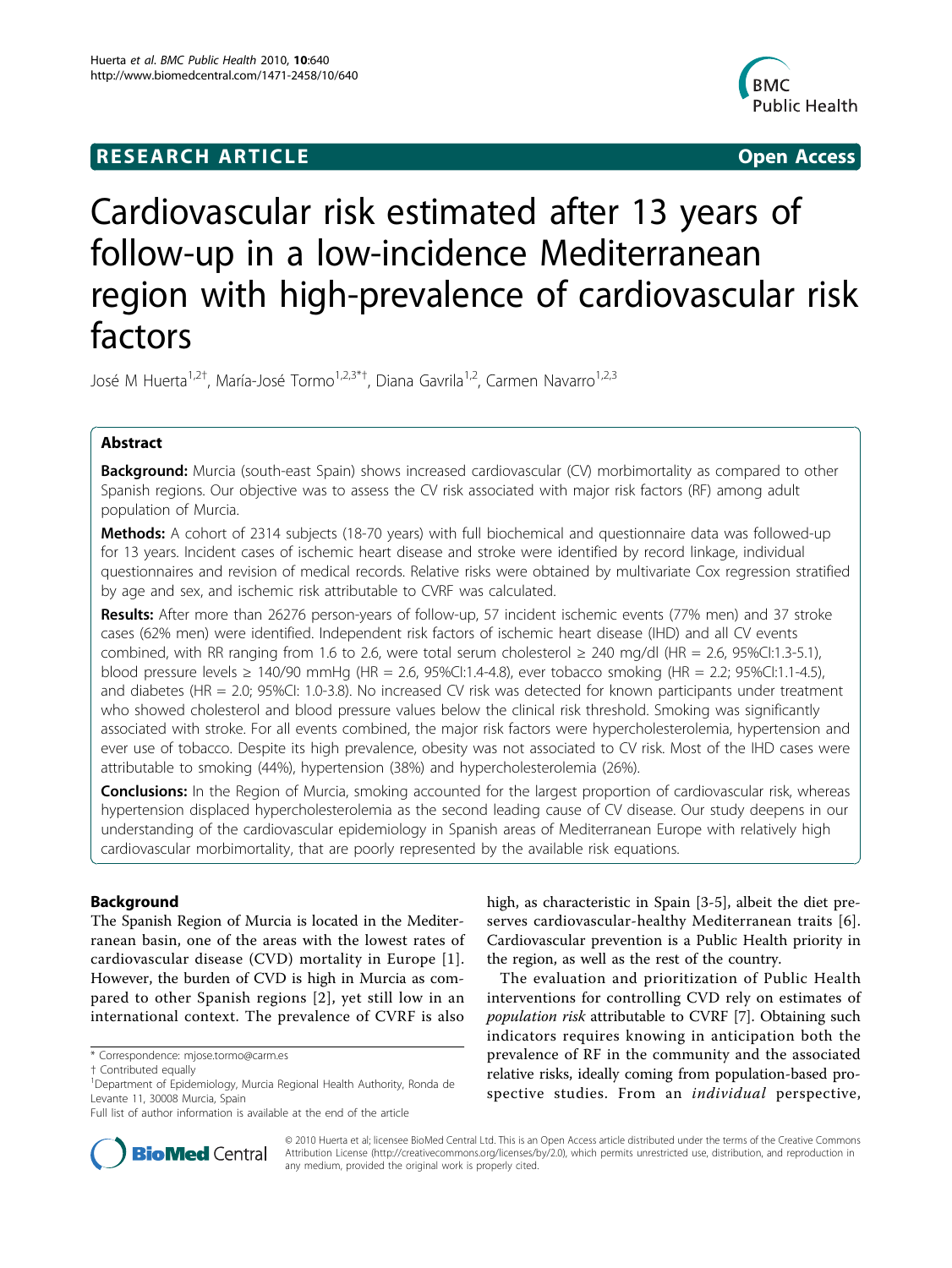# RESEARCH ARTICLE

Open Access

# Cardiovascular risk estimated after 13 years of follow-up in a low-incidence Mediterranean region with high-prevalence of cardiovascular risk factors

José M Huerta[1,2†], María-José Tormo[1,2,3*†], Diana Gavrila[1,2], Carmen Navarro[1,2,3]

## Abstract

**Background:** Murcia (south-east Spain) shows increased cardiovascular (CV) morbimortality as compared to other Spanish regions. Our objective was to assess the CV risk associated with major risk factors (RF) among adult population of Murcia.

**Methods:** A cohort of 2314 subjects (18-70 years) with full biochemical and questionnaire data was followed-up for 13 years. Incident cases of ischemic heart disease and stroke were identified by record linkage, individual questionnaires and revision of medical records. Relative risks were obtained by multivariate Cox regression stratified by age and sex, and ischemic risk attributable to CVRF was calculated.

**Results:** After more than 26276 person-years of follow-up, 57 incident ischemic events (77% men) and 37 stroke cases (62% men) were identified. Independent risk factors of ischemic heart disease (IHD) and all CV events combined, with RR ranging from 1.6 to 2.6, were total serum cholesterol ≥ 240 mg/dl (HR = 2.6, 95%CI:1.3-5.1), blood pressure levels ≥ 140/90 mmHg (HR = 2.6, 95%CI:1.4-4.8), ever tobacco smoking (HR = 2.2; 95%CI:1.1-4.5), and diabetes (HR = 2.0; 95%CI: 1.0-3.8). No increased CV risk was detected for known participants under treatment who showed cholesterol and blood pressure values below the clinical risk threshold. Smoking was significantly associated with stroke. For all events combined, the major risk factors were hypercholesterolemia, hypertension and ever use of tobacco. Despite its high prevalence, obesity was not associated to CV risk. Most of the IHD cases were attributable to smoking (44%), hypertension (38%) and hypercholesterolemia (26%).

**Conclusions:** In the Region of Murcia, smoking accounted for the largest proportion of cardiovascular risk, whereas hypertension displaced hypercholesterolemia as the second leading cause of CV disease. Our study deepens in our understanding of the cardiovascular epidemiology in Spanish areas of Mediterranean Europe with relatively high cardiovascular morbimortality, that are poorly represented by the available risk equations.

## Background

The Spanish Region of Murcia is located in the Mediterranean basin, one of the areas with the lowest rates of cardiovascular disease (CVD) mortality in Europe [1]. However, the burden of CVD is high in Murcia as compared to other Spanish regions [2], yet still low in an international context. The prevalence of CVRF is also high, as characteristic in Spain [3-5], albeit the diet preserves cardiovascular-healthy Mediterranean traits [6]. Cardiovascular prevention is a Public Health priority in the region, as well as the rest of the country.

The evaluation and prioritization of Public Health interventions for controlling CVD rely on estimates of *population risk* attributable to CVRF [7]. Obtaining such indicators requires knowing in anticipation both the prevalence of RF in the community and the associated relative risks, ideally coming from population-based prospective studies. From an *individual* perspective,

\* Correspondence: mjose.tormo@carm.es

† Contributed equally

[1]Department of Epidemiology, Murcia Regional Health Authority, Ronda de Levante 11, 30008 Murcia, Spain

Full list of author information is available at the end of the article

© 2010 Huerta et al; licensee BioMed Central Ltd. This is an Open Access article distributed under the terms of the Creative Commons Attribution License (http://creativecommons.org/licenses/by/2.0), which permits unrestricted use, distribution, and reproduction in any medium, provided the original work is properly cited.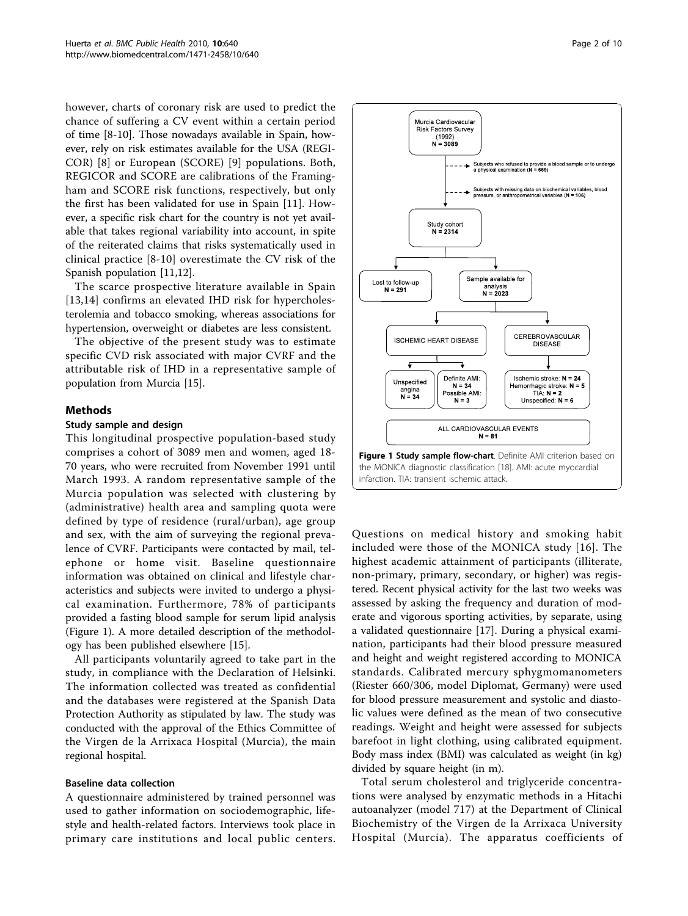however, charts of coronary risk are used to predict the chance of suffering a CV event within a certain period of time [8-10]. Those nowadays available in Spain, however, rely on risk estimates available for the USA (REGICOR) [8] or European (SCORE) [9] populations. Both, REGICOR and SCORE are calibrations of the Framingham and SCORE risk functions, respectively, but only the first has been validated for use in Spain [11]. However, a specific risk chart for the country is not yet available that takes regional variability into account, in spite of the reiterated claims that risks systematically used in clinical practice [8-10] overestimate the CV risk of the Spanish population [11,12].

The scarce prospective literature available in Spain [13,14] confirms an elevated IHD risk for hypercholesterolemia and tobacco smoking, whereas associations for hypertension, overweight or diabetes are less consistent.

The objective of the present study was to estimate specific CVD risk associated with major CVRF and the attributable risk of IHD in a representative sample of population from Murcia [15].

## Methods

### Study sample and design

This longitudinal prospective population-based study comprises a cohort of 3089 men and women, aged 18-70 years, who were recruited from November 1991 until March 1993. A random representative sample of the Murcia population was selected with clustering by (administrative) health area and sampling quota were defined by type of residence (rural/urban), age group and sex, with the aim of surveying the regional prevalence of CVRF. Participants were contacted by mail, telephone or home visit. Baseline questionnaire information was obtained on clinical and lifestyle characteristics and subjects were invited to undergo a physical examination. Furthermore, 78% of participants provided a fasting blood sample for serum lipid analysis (Figure 1). A more detailed description of the methodology has been published elsewhere [15].

All participants voluntarily agreed to take part in the study, in compliance with the Declaration of Helsinki. The information collected was treated as confidential and the databases were registered at the Spanish Data Protection Authority as stipulated by law. The study was conducted with the approval of the Ethics Committee of the Virgen de la Arrixaca Hospital (Murcia), the main regional hospital.

### Baseline data collection

A questionnaire administered by trained personnel was used to gather information on sociodemographic, lifestyle and health-related factors. Interviews took place in primary care institutions and local public centers.

Murcia Cardiovascular Risk Factors Survey (1992) N = 3089

Subjects who refused to provide a blood sample or to undergo a physical examination (N = 669)

Subjects with missing data on biochemical variables, blood pressure, or anthropometrical variables (N = 106)

Study cohort N = 2314

Lost to follow-up N = 291

Sample available for analysis N = 2023

ISCHEMIC HEART DISEASE

CEREBROVASCULAR DISEASE

Unspecified angina N = 34

Definite AMI: N = 34 Possible AMI: N = 3

Ischemic stroke: N = 24 Hemorrhagic stroke: N = 5 TIA: N = 2 Unspecified: N = 6

ALL CARDIOVASCULAR EVENTS N = 81

**Figure 1 Study sample flow-chart**. Definite AMI criterion based on the MONICA diagnostic classification [18]. AMI: acute myocardial infarction. TIA: transient ischemic attack.

Questions on medical history and smoking habit included were those of the MONICA study [16]. The highest academic attainment of participants (illiterate, non-primary, primary, secondary, or higher) was registered. Recent physical activity for the last two weeks was assessed by asking the frequency and duration of moderate and vigorous sporting activities, by separate, using a validated questionnaire [17]. During a physical examination, participants had their blood pressure measured and height and weight registered according to MONICA standards. Calibrated mercury sphygmomanometers (Riester 660/306, model Diplomat, Germany) were used for blood pressure measurement and systolic and diastolic values were defined as the mean of two consecutive readings. Weight and height were assessed for subjects barefoot in light clothing, using calibrated equipment. Body mass index (BMI) was calculated as weight (in kg) divided by square height (in m).

Total serum cholesterol and triglyceride concentrations were analysed by enzymatic methods in a Hitachi autoanalyzer (model 717) at the Department of Clinical Biochemistry of the Virgen de la Arrixaca University Hospital (Murcia). The apparatus coefficients of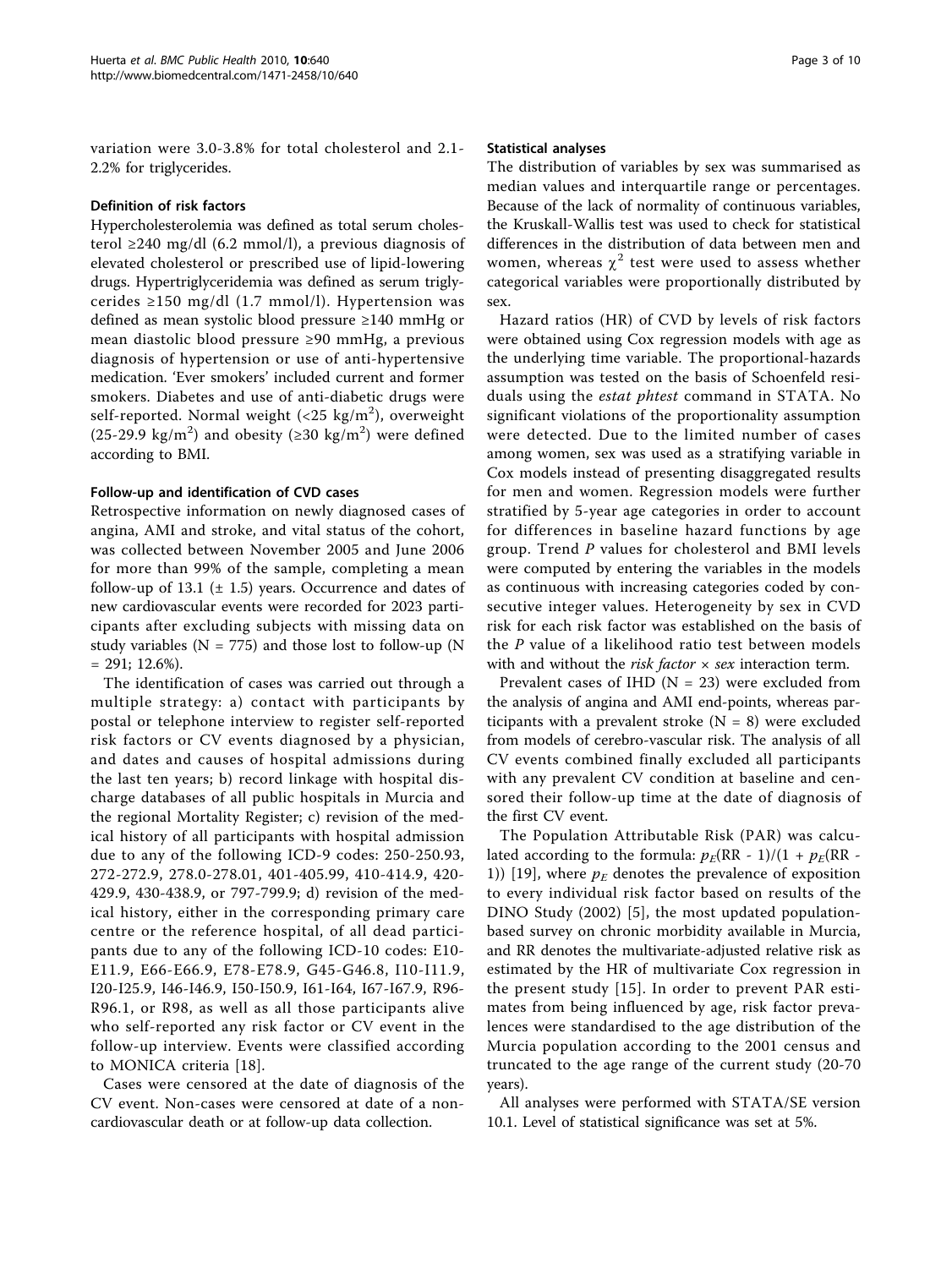variation were 3.0-3.8% for total cholesterol and 2.1-2.2% for triglycerides.

### Definition of risk factors

Hypercholesterolemia was defined as total serum cholesterol ≥240 mg/dl (6.2 mmol/l), a previous diagnosis of elevated cholesterol or prescribed use of lipid-lowering drugs. Hypertriglyceridemia was defined as serum triglycerides ≥150 mg/dl (1.7 mmol/l). Hypertension was defined as mean systolic blood pressure ≥140 mmHg or mean diastolic blood pressure ≥90 mmHg, a previous diagnosis of hypertension or use of anti-hypertensive medication. 'Ever smokers' included current and former smokers. Diabetes and use of anti-diabetic drugs were self-reported. Normal weight (<25 kg/m$^2$), overweight (25-29.9 kg/m$^2$) and obesity (≥30 kg/m$^2$) were defined according to BMI.

### Follow-up and identification of CVD cases

Retrospective information on newly diagnosed cases of angina, AMI and stroke, and vital status of the cohort, was collected between November 2005 and June 2006 for more than 99% of the sample, completing a mean follow-up of 13.1 (± 1.5) years. Occurrence and dates of new cardiovascular events were recorded for 2023 participants after excluding subjects with missing data on study variables (N = 775) and those lost to follow-up (N = 291; 12.6%).

The identification of cases was carried out through a multiple strategy: a) contact with participants by postal or telephone interview to register self-reported risk factors or CV events diagnosed by a physician, and dates and causes of hospital admissions during the last ten years; b) record linkage with hospital discharge databases of all public hospitals in Murcia and the regional Mortality Register; c) revision of the medical history of all participants with hospital admission due to any of the following ICD-9 codes: 250-250.93, 272-272.9, 278.0-278.01, 401-405.99, 410-414.9, 420-429.9, 430-438.9, or 797-799.9; d) revision of the medical history, either in the corresponding primary care centre or the reference hospital, of all dead participants due to any of the following ICD-10 codes: E10-E11.9, E66-E66.9, E78-E78.9, G45-G46.8, I10-I11.9, I20-I25.9, I46-I46.9, I50-I50.9, I61-I64, I67-I67.9, R96-R96.1, or R98, as well as all those participants alive who self-reported any risk factor or CV event in the follow-up interview. Events were classified according to MONICA criteria [18].

Cases were censored at the date of diagnosis of the CV event. Non-cases were censored at date of a non-cardiovascular death or at follow-up data collection.

### Statistical analyses

The distribution of variables by sex was summarised as median values and interquartile range or percentages. Because of the lack of normality of continuous variables, the Kruskall-Wallis test was used to check for statistical differences in the distribution of data between men and women, whereas $\chi^2$ test were used to assess whether categorical variables were proportionally distributed by sex.

Hazard ratios (HR) of CVD by levels of risk factors were obtained using Cox regression models with age as the underlying time variable. The proportional-hazards assumption was tested on the basis of Schoenfeld residuals using the *estat phtest* command in STATA. No significant violations of the proportionality assumption were detected. Due to the limited number of cases among women, sex was used as a stratifying variable in Cox models instead of presenting disaggregated results for men and women. Regression models were further stratified by 5-year age categories in order to account for differences in baseline hazard functions by age group. Trend *P* values for cholesterol and BMI levels were computed by entering the variables in the models as continuous with increasing categories coded by consecutive integer values. Heterogeneity by sex in CVD risk for each risk factor was established on the basis of the *P* value of a likelihood ratio test between models with and without the *risk factor × sex* interaction term.

Prevalent cases of IHD (N = 23) were excluded from the analysis of angina and AMI end-points, whereas participants with a prevalent stroke (N = 8) were excluded from models of cerebro-vascular risk. The analysis of all CV events combined finally excluded all participants with any prevalent CV condition at baseline and censored their follow-up time at the date of diagnosis of the first CV event.

The Population Attributable Risk (PAR) was calculated according to the formula: $p_E(\mathrm{RR} - 1)/(1 + p_E(\mathrm{RR} - 1))$ [19], where $p_E$ denotes the prevalence of exposition to every individual risk factor based on results of the DINO Study (2002) [5], the most updated population-based survey on chronic morbidity available in Murcia, and RR denotes the multivariate-adjusted relative risk as estimated by the HR of multivariate Cox regression in the present study [15]. In order to prevent PAR estimates from being influenced by age, risk factor prevalences were standardised to the age distribution of the Murcia population according to the 2001 census and truncated to the age range of the current study (20-70 years).

All analyses were performed with STATA/SE version 10.1. Level of statistical significance was set at 5%.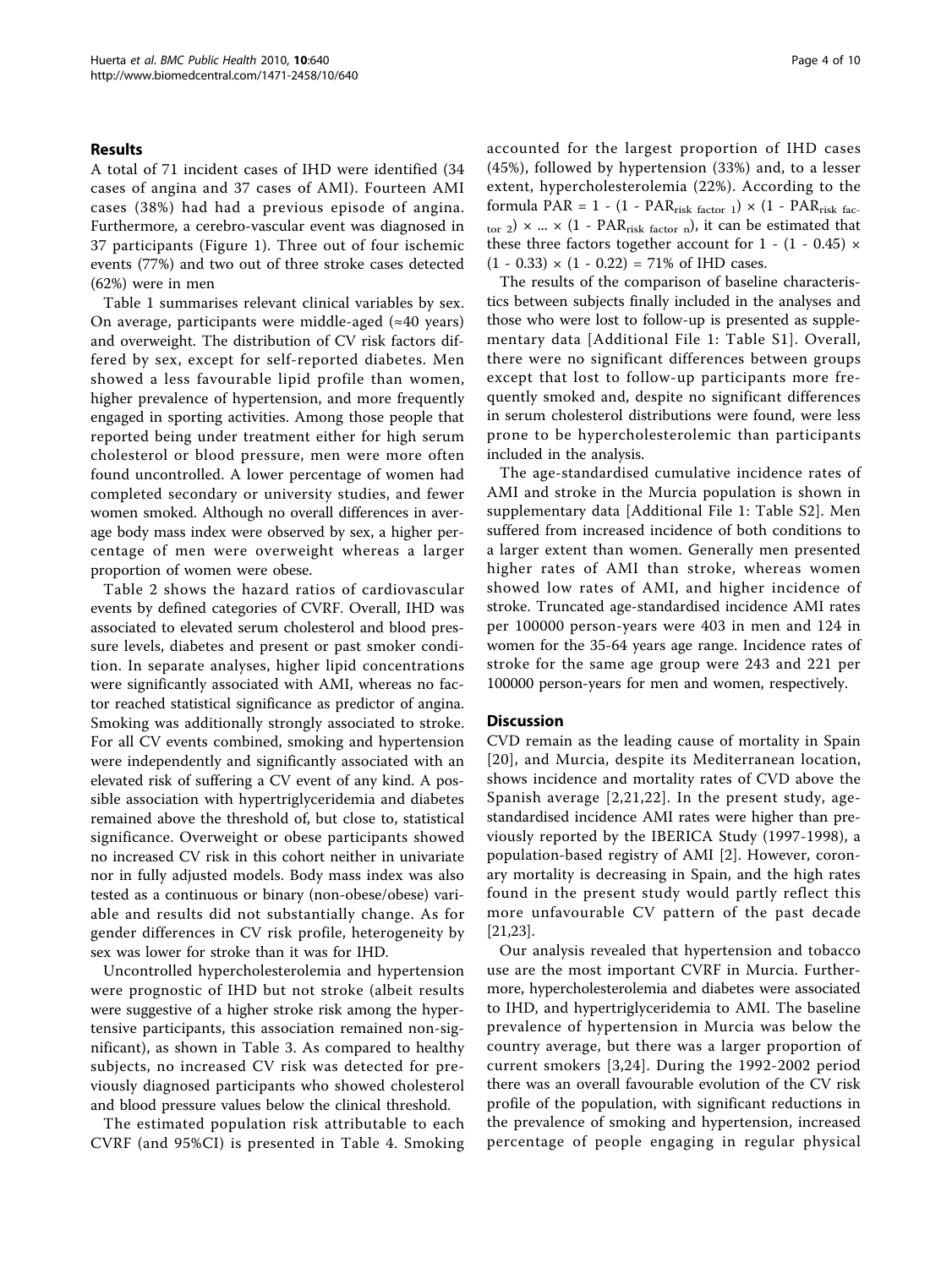## Results

A total of 71 incident cases of IHD were identified (34 cases of angina and 37 cases of AMI). Fourteen AMI cases (38%) had had a previous episode of angina. Furthermore, a cerebro-vascular event was diagnosed in 37 participants (Figure 1). Three out of four ischemic events (77%) and two out of three stroke cases detected (62%) were in men

Table 1 summarises relevant clinical variables by sex. On average, participants were middle-aged (≈40 years) and overweight. The distribution of CV risk factors differed by sex, except for self-reported diabetes. Men showed a less favourable lipid profile than women, higher prevalence of hypertension, and more frequently engaged in sporting activities. Among those people that reported being under treatment either for high serum cholesterol or blood pressure, men were more often found uncontrolled. A lower percentage of women had completed secondary or university studies, and fewer women smoked. Although no overall differences in average body mass index were observed by sex, a higher percentage of men were overweight whereas a larger proportion of women were obese.

Table 2 shows the hazard ratios of cardiovascular events by defined categories of CVRF. Overall, IHD was associated to elevated serum cholesterol and blood pressure levels, diabetes and present or past smoker condition. In separate analyses, higher lipid concentrations were significantly associated with AMI, whereas no factor reached statistical significance as predictor of angina. Smoking was additionally strongly associated to stroke. For all CV events combined, smoking and hypertension were independently and significantly associated with an elevated risk of suffering a CV event of any kind. A possible association with hypertriglyceridemia and diabetes remained above the threshold of, but close to, statistical significance. Overweight or obese participants showed no increased CV risk in this cohort neither in univariate nor in fully adjusted models. Body mass index was also tested as a continuous or binary (non-obese/obese) variable and results did not substantially change. As for gender differences in CV risk profile, heterogeneity by sex was lower for stroke than it was for IHD.

Uncontrolled hypercholesterolemia and hypertension were prognostic of IHD but not stroke (albeit results were suggestive of a higher stroke risk among the hypertensive participants, this association remained non-significant), as shown in Table 3. As compared to healthy subjects, no increased CV risk was detected for previously diagnosed participants who showed cholesterol and blood pressure values below the clinical threshold.

The estimated population risk attributable to each CVRF (and 95%CI) is presented in Table 4. Smoking accounted for the largest proportion of IHD cases (45%), followed by hypertension (33%) and, to a lesser extent, hypercholesterolemia (22%). According to the formula $PAR = 1 - (1 - PAR_{risk\ factor\ 1}) \times (1 - PAR_{risk\ factor\ 2}) \times ... \times (1 - PAR_{risk\ factor\ n})$, it can be estimated that these three factors together account for $1 - (1 - 0.45) \times (1 - 0.33) \times (1 - 0.22) = 71\%$ of IHD cases.

The results of the comparison of baseline characteristics between subjects finally included in the analyses and those who were lost to follow-up is presented as supplementary data [Additional File 1: Table S1]. Overall, there were no significant differences between groups except that lost to follow-up participants more frequently smoked and, despite no significant differences in serum cholesterol distributions were found, were less prone to be hypercholesterolemic than participants included in the analysis.

The age-standardised cumulative incidence rates of AMI and stroke in the Murcia population is shown in supplementary data [Additional File 1: Table S2]. Men suffered from increased incidence of both conditions to a larger extent than women. Generally men presented higher rates of AMI than stroke, whereas women showed low rates of AMI, and higher incidence of stroke. Truncated age-standardised incidence AMI rates per 100000 person-years were 403 in men and 124 in women for the 35-64 years age range. Incidence rates of stroke for the same age group were 243 and 221 per 100000 person-years for men and women, respectively.

## Discussion

CVD remain as the leading cause of mortality in Spain [20], and Murcia, despite its Mediterranean location, shows incidence and mortality rates of CVD above the Spanish average [2,21,22]. In the present study, age-standardised incidence AMI rates were higher than previously reported by the IBERICA Study (1997-1998), a population-based registry of AMI [2]. However, coronary mortality is decreasing in Spain, and the high rates found in the present study would partly reflect this more unfavourable CV pattern of the past decade [21,23].

Our analysis revealed that hypertension and tobacco use are the most important CVRF in Murcia. Furthermore, hypercholesterolemia and diabetes were associated to IHD, and hypertriglyceridemia to AMI. The baseline prevalence of hypertension in Murcia was below the country average, but there was a larger proportion of current smokers [3,24]. During the 1992-2002 period there was an overall favourable evolution of the CV risk profile of the population, with significant reductions in the prevalence of smoking and hypertension, increased percentage of people engaging in regular physical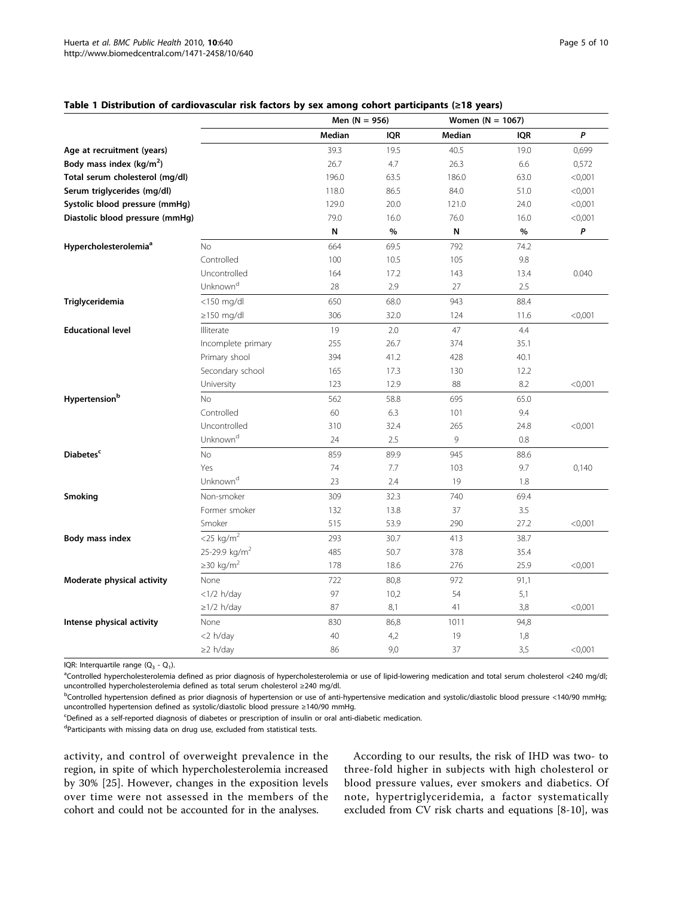**Table 1 Distribution of cardiovascular risk factors by sex among cohort participants (≥18 years)**

| | | Men (N = 956) | | Women (N = 1067) | | |
|---|---|---|---|---|---|---|
| | | Median | IQR | Median | IQR | *P* |
| **Age at recruitment (years)** | | 39.3 | 19.5 | 40.5 | 19.0 | 0,699 |
| **Body mass index (kg/m²)** | | 26.7 | 4.7 | 26.3 | 6.6 | 0,572 |
| **Total serum cholesterol (mg/dl)** | | 196.0 | 63.5 | 186.0 | 63.0 | <0,001 |
| **Serum triglycerides (mg/dl)** | | 118.0 | 86.5 | 84.0 | 51.0 | <0,001 |
| **Systolic blood pressure (mmHg)** | | 129.0 | 20.0 | 121.0 | 24.0 | <0,001 |
| **Diastolic blood pressure (mmHg)** | | 79.0 | 16.0 | 76.0 | 16.0 | <0,001 |
| | | N | % | N | % | *P* |
| **Hypercholesterolemia[a]** | No | 664 | 69.5 | 792 | 74.2 | |
| | Controlled | 100 | 10.5 | 105 | 9.8 | |
| | Uncontrolled | 164 | 17.2 | 143 | 13.4 | 0.040 |
| | Unknown[d] | 28 | 2.9 | 27 | 2.5 | |
| **Triglyceridemia** | <150 mg/dl | 650 | 68.0 | 943 | 88.4 | |
| | ≥150 mg/dl | 306 | 32.0 | 124 | 11.6 | <0,001 |
| **Educational level** | Illiterate | 19 | 2.0 | 47 | 4.4 | |
| | Incomplete primary | 255 | 26.7 | 374 | 35.1 | |
| | Primary shool | 394 | 41.2 | 428 | 40.1 | |
| | Secondary school | 165 | 17.3 | 130 | 12.2 | |
| | University | 123 | 12.9 | 88 | 8.2 | <0,001 |
| **Hypertension[b]** | No | 562 | 58.8 | 695 | 65.0 | |
| | Controlled | 60 | 6.3 | 101 | 9.4 | |
| | Uncontrolled | 310 | 32.4 | 265 | 24.8 | <0,001 |
| | Unknown[d] | 24 | 2.5 | 9 | 0.8 | |
| **Diabetes[c]** | No | 859 | 89.9 | 945 | 88.6 | |
| | Yes | 74 | 7.7 | 103 | 9.7 | 0,140 |
| | Unknown[d] | 23 | 2.4 | 19 | 1.8 | |
| **Smoking** | Non-smoker | 309 | 32.3 | 740 | 69.4 | |
| | Former smoker | 132 | 13.8 | 37 | 3.5 | |
| | Smoker | 515 | 53.9 | 290 | 27.2 | <0,001 |
| **Body mass index** | <25 kg/m² | 293 | 30.7 | 413 | 38.7 | |
| | 25-29.9 kg/m² | 485 | 50.7 | 378 | 35.4 | |
| | ≥30 kg/m² | 178 | 18.6 | 276 | 25.9 | <0,001 |
| **Moderate physical activity** | None | 722 | 80,8 | 972 | 91,1 | |
| | <1/2 h/day | 97 | 10,2 | 54 | 5,1 | |
| | ≥1/2 h/day | 87 | 8,1 | 41 | 3,8 | <0,001 |
| **Intense physical activity** | None | 830 | 86,8 | 1011 | 94,8 | |
| | <2 h/day | 40 | 4,2 | 19 | 1,8 | |
| | ≥2 h/day | 86 | 9,0 | 37 | 3,5 | <0,001 |

IQR: Interquartile range ($Q_3$ - $Q_1$).

[a]Controlled hypercholesterolemia defined as prior diagnosis of hypercholesterolemia or use of lipid-lowering medication and total serum cholesterol <240 mg/dl; uncontrolled hypercholesterolemia defined as total serum cholesterol ≥240 mg/dl.

[b]Controlled hypertension defined as prior diagnosis of hypertension or use of anti-hypertensive medication and systolic/diastolic blood pressure <140/90 mmHg; uncontrolled hypertension defined as systolic/diastolic blood pressure ≥140/90 mmHg.

[c]Defined as a self-reported diagnosis of diabetes or prescription of insulin or oral anti-diabetic medication.

[d]Participants with missing data on drug use, excluded from statistical tests.

activity, and control of overweight prevalence in the region, in spite of which hypercholesterolemia increased by 30% [25]. However, changes in the exposition levels over time were not assessed in the members of the cohort and could not be accounted for in the analyses.

According to our results, the risk of IHD was two- to three-fold higher in subjects with high cholesterol or blood pressure values, ever smokers and diabetics. Of note, hypertriglyceridemia, a factor systematically excluded from CV risk charts and equations [8-10], was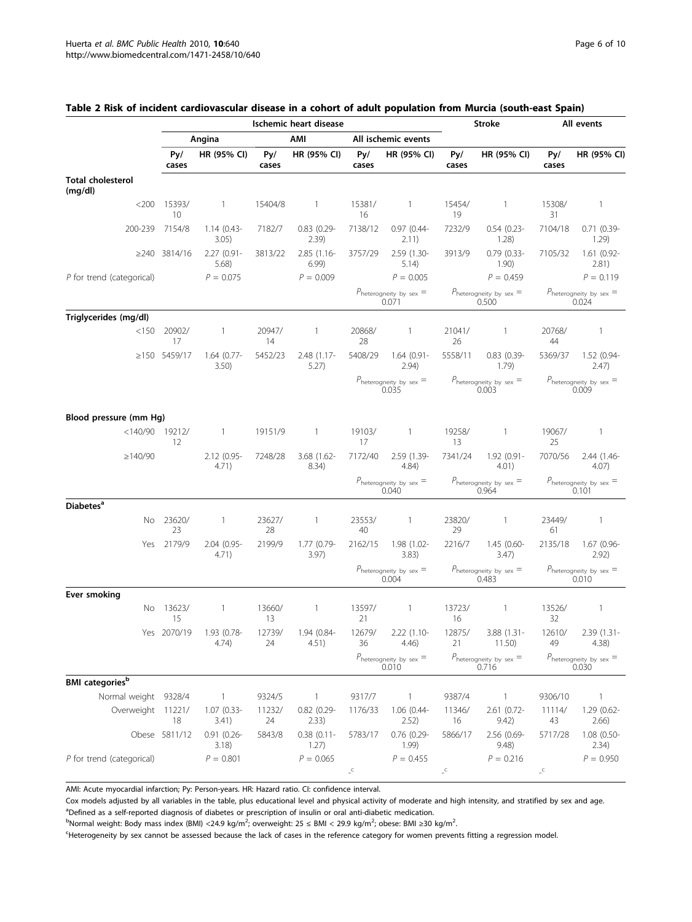## Table 2 Risk of incident cardiovascular disease in a cohort of adult population from Murcia (south-east Spain)

| | Ischemic heart disease | | | | | | Stroke | | All events | |
|---|---|---|---|---|---|---|---|---|---|---|
| | Angina | | AMI | | All ischemic events | | | | | |
| | Py/ cases | HR (95% CI) | Py/ cases | HR (95% CI) | Py/ cases | HR (95% CI) | Py/ cases | HR (95% CI) | Py/ cases | HR (95% CI) |
| **Total cholesterol (mg/dl)** | | | | | | | | | | |
| <200 | 15393/ 10 | 1 | 15404/8 | 1 | 15381/ 16 | 1 | 15454/ 19 | 1 | 15308/ 31 | 1 |
| 200-239 | 7154/8 | 1.14 (0.43-3.05) | 7182/7 | 0.83 (0.29-2.39) | 7138/12 | 0.97 (0.44-2.11) | 7232/9 | 0.54 (0.23-1.28) | 7104/18 | 0.71 (0.39-1.29) |
| ≥240 | 3814/16 | 2.27 (0.91-5.68) | 3813/22 | 2.85 (1.16-6.99) | 3757/29 | 2.59 (1.30-5.14) | 3913/9 | 0.79 (0.33-1.90) | 7105/32 | 1.61 (0.92-2.81) |
| *P* for trend (categorical) | | *P* = 0.075 | | *P* = 0.009 | | *P* = 0.005 | | *P* = 0.459 | | *P* = 0.119 |
| | | | | | | $P_{\text{heterogeneity by sex}}$ = 0.071 | | $P_{\text{heterogeneity by sex}}$ = 0.500 | | $P_{\text{heterogeneity by sex}}$ = 0.024 |
| **Triglycerides (mg/dl)** | | | | | | | | | | |
| <150 | 20902/ 17 | 1 | 20947/ 14 | 1 | 20868/ 28 | 1 | 21041/ 26 | 1 | 20768/ 44 | 1 |
| ≥150 | 5459/17 | 1.64 (0.77-3.50) | 5452/23 | 2.48 (1.17-5.27) | 5408/29 | 1.64 (0.91-2.94) | 5558/11 | 0.83 (0.39-1.79) | 5369/37 | 1.52 (0.94-2.47) |
| | | | | | | $P_{\text{heterogeneity by sex}}$ = 0.035 | | $P_{\text{heterogeneity by sex}}$ = 0.003 | | $P_{\text{heterogeneity by sex}}$ = 0.009 |
| **Blood pressure (mm Hg)** | | | | | | | | | | |
| <140/90 | 19212/ 12 | 1 | 19151/9 | 1 | 19103/ 17 | 1 | 19258/ 13 | 1 | 19067/ 25 | 1 |
| ≥140/90 | | 2.12 (0.95-4.71) | 7248/28 | 3.68 (1.62-8.34) | 7172/40 | 2.59 (1.39-4.84) | 7341/24 | 1.92 (0.91-4.01) | 7070/56 | 2.44 (1.46-4.07) |
| | | | | | | $P_{\text{heterogeneity by sex}}$ = 0.040 | | $P_{\text{heterogeneity by sex}}$ = 0.964 | | $P_{\text{heterogeneity by sex}}$ = 0.101 |
| **Diabetes**[a] | | | | | | | | | | |
| No | 23620/ 23 | 1 | 23627/ 28 | 1 | 23553/ 40 | 1 | 23820/ 29 | 1 | 23449/ 61 | 1 |
| Yes | 2179/9 | 2.04 (0.95-4.71) | 2199/9 | 1.77 (0.79-3.97) | 2162/15 | 1.98 (1.02-3.83) | 2216/7 | 1.45 (0.60-3.47) | 2135/18 | 1.67 (0.96-2.92) |
| | | | | | | $P_{\text{heterogeneity by sex}}$ = 0.004 | | $P_{\text{heterogeneity by sex}}$ = 0.483 | | $P_{\text{heterogeneity by sex}}$ = 0.010 |
| **Ever smoking** | | | | | | | | | | |
| No | 13623/ 15 | 1 | 13660/ 13 | 1 | 13597/ 21 | 1 | 13723/ 16 | 1 | 13526/ 32 | 1 |
| Yes | 2070/19 | 1.93 (0.78-4.74) | 12739/ 24 | 1.94 (0.84-4.51) | 12679/ 36 | 2.22 (1.10-4.46) | 12875/ 21 | 3.88 (1.31-11.50) | 12610/ 49 | 2.39 (1.31-4.38) |
| | | | | | | $P_{\text{heterogeneity by sex}}$ = 0.010 | | $P_{\text{heterogeneity by sex}}$ = 0.716 | | $P_{\text{heterogeneity by sex}}$ = 0.030 |
| **BMI categories**[b] | | | | | | | | | | |
| Normal weight | 9328/4 | 1 | 9324/5 | 1 | 9317/7 | 1 | 9387/4 | 1 | 9306/10 | 1 |
| Overweight | 11221/ 18 | 1.07 (0.33-3.41) | 11232/ 24 | 0.82 (0.29-2.33) | 1176/33 | 1.06 (0.44-2.52) | 11346/ 16 | 2.61 (0.72-9.42) | 11114/ 43 | 1.29 (0.62-2.66) |
| Obese | 5811/12 | 0.91 (0.26-3.18) | 5843/8 | 0.38 (0.11-1.27) | 5783/17 | 0.76 (0.29-1.99) | 5866/17 | 2.56 (0.69-9.48) | 5717/28 | 1.08 (0.50-2.34) |
| *P* for trend (categorical) | | *P* = 0.801 | | *P* = 0.065 | _[c] | *P* = 0.455 | _[c] | *P* = 0.216 | _[c] | *P* = 0.950 |

AMI: Acute myocardial infarction; Py: Person-years. HR: Hazard ratio. CI: confidence interval.

Cox models adjusted by all variables in the table, plus educational level and physical activity of moderate and high intensity, and stratified by sex and age.

[a]Defined as a self-reported diagnosis of diabetes or prescription of insulin or oral anti-diabetic medication.

[b]Normal weight: Body mass index (BMI) <24.9 kg/m$^2$; overweight: 25 ≤ BMI < 29.9 kg/m$^2$; obese: BMI ≥30 kg/m$^2$.

[c]Heterogeneity by sex cannot be assessed because the lack of cases in the reference category for women prevents fitting a regression model.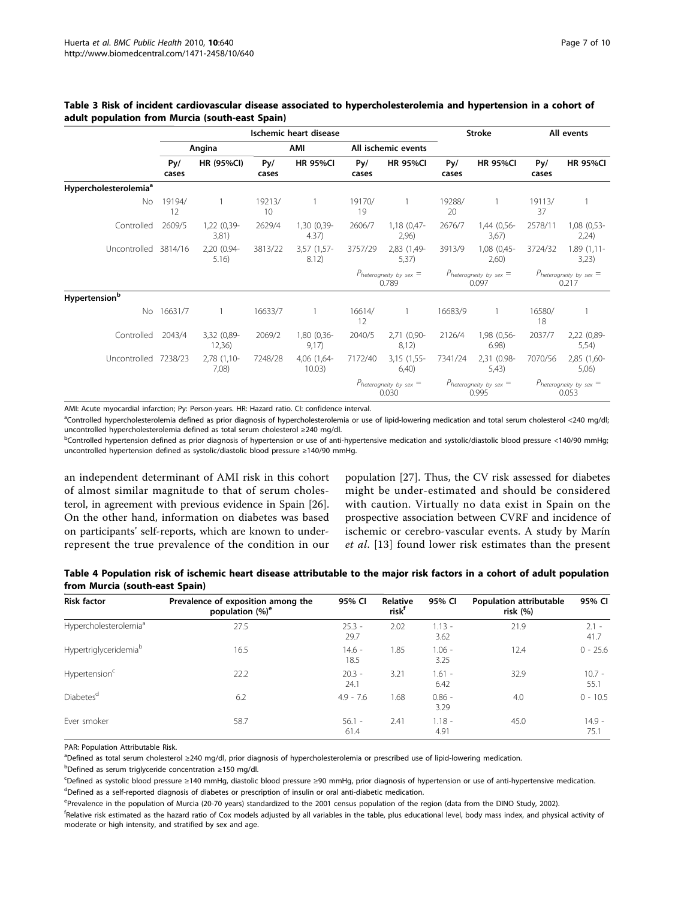**Table 3 Risk of incident cardiovascular disease associated to hypercholesterolemia and hypertension in a cohort of adult population from Murcia (south-east Spain)**

| | Ischemic heart disease | | | | | | Stroke | | All events | |
|---|---|---|---|---|---|---|---|---|---|---|
| | Angina | | AMI | | All ischemic events | | | | | |
| | Py/ cases | HR (95%CI) | Py/ cases | HR 95%CI | Py/ cases | HR 95%CI | Py/ cases | HR 95%CI | Py/ cases | HR 95%CI |
| **Hypercholesterolemia[a]** | | | | | | | | | | |
| No | 19194/ 12 | 1 | 19213/ 10 | 1 | 19170/ 19 | 1 | 19288/ 20 | 1 | 19113/ 37 | 1 |
| Controlled | 2609/5 | 1,22 (0,39-3,81) | 2629/4 | 1,30 (0,39-4.37) | 2606/7 | 1,18 (0,47-2,96) | 2676/7 | 1,44 (0,56-3,67) | 2578/11 | 1,08 (0,53-2,24) |
| Uncontrolled | 3814/16 | 2,20 (0.94-5.16) | 3813/22 | 3,57 (1,57-8.12) | 3757/29 | 2,83 (1,49-5,37) | 3913/9 | 1,08 (0,45-2,60) | 3724/32 | 1.89 (1,11-3,23) |
| | | | | | $P_{heterogeneity\ by\ sex}$ = 0.789 | | $P_{heterogeneity\ by\ sex}$ = 0.097 | | $P_{heterogeneity\ by\ sex}$ = 0.217 | |
| **Hypertension[b]** | | | | | | | | | | |
| No | 16631/7 | 1 | 16633/7 | 1 | 16614/ 12 | 1 | 16683/9 | 1 | 16580/ 18 | 1 |
| Controlled | 2043/4 | 3,32 (0,89-12,36) | 2069/2 | 1,80 (0,36-9,17) | 2040/5 | 2,71 (0,90-8,12) | 2126/4 | 1,98 (0,56-6.98) | 2037/7 | 2,22 (0,89-5,54) |
| Uncontrolled | 7238/23 | 2,78 (1,10-7,08) | 7248/28 | 4,06 (1,64-10.03) | 7172/40 | 3,15 (1,55-6,40) | 7341/24 | 2,31 (0.98-5,43) | 7070/56 | 2,85 (1,60-5,06) |
| | | | | | $P_{heterogeneity\ by\ sex}$ = 0.030 | | $P_{heterogeneity\ by\ sex}$ = 0.995 | | $P_{heterogeneity\ by\ sex}$ = 0.053 | |

AMI: Acute myocardial infarction; Py: Person-years. HR: Hazard ratio. CI: confidence interval.

[a]Controlled hypercholesterolemia defined as prior diagnosis of hypercholesterolemia or use of lipid-lowering medication and total serum cholesterol <240 mg/dl; uncontrolled hypercholesterolemia defined as total serum cholesterol ≥240 mg/dl.

[b]Controlled hypertension defined as prior diagnosis of hypertension or use of anti-hypertensive medication and systolic/diastolic blood pressure <140/90 mmHg; uncontrolled hypertension defined as systolic/diastolic blood pressure ≥140/90 mmHg.

an independent determinant of AMI risk in this cohort of almost similar magnitude to that of serum cholesterol, in agreement with previous evidence in Spain [26]. On the other hand, information on diabetes was based on participants' self-reports, which are known to underrepresent the true prevalence of the condition in our population [27]. Thus, the CV risk assessed for diabetes might be under-estimated and should be considered with caution. Virtually no data exist in Spain on the prospective association between CVRF and incidence of ischemic or cerebro-vascular events. A study by Marín *et al*. [13] found lower risk estimates than the present

**Table 4 Population risk of ischemic heart disease attributable to the major risk factors in a cohort of adult population from Murcia (south-east Spain)**

| Risk factor | Prevalence of exposition among the population (%)[e] | 95% CI | Relative risk[f] | 95% CI | Population attributable risk (%) | 95% CI |
|---|---|---|---|---|---|---|
| Hypercholesterolemia[a] | 27.5 | 25.3 - 29.7 | 2.02 | 1.13 - 3.62 | 21.9 | 2.1 - 41.7 |
| Hypertriglyceridemia[b] | 16.5 | 14.6 - 18.5 | 1.85 | 1.06 - 3.25 | 12.4 | 0 - 25.6 |
| Hypertension[c] | 22.2 | 20.3 - 24.1 | 3.21 | 1.61 - 6.42 | 32.9 | 10.7 - 55.1 |
| Diabetes[d] | 6.2 | 4.9 - 7.6 | 1.68 | 0.86 - 3.29 | 4.0 | 0 - 10.5 |
| Ever smoker | 58.7 | 56.1 - 61.4 | 2.41 | 1.18 - 4.91 | 45.0 | 14.9 - 75.1 |

PAR: Population Attributable Risk.

[a]Defined as total serum cholesterol ≥240 mg/dl, prior diagnosis of hypercholesterolemia or prescribed use of lipid-lowering medication.

[b]Defined as serum triglyceride concentration ≥150 mg/dl.

[c]Defined as systolic blood pressure ≥140 mmHg, diastolic blood pressure ≥90 mmHg, prior diagnosis of hypertension or use of anti-hypertensive medication.

[d]Defined as a self-reported diagnosis of diabetes or prescription of insulin or oral anti-diabetic medication.

[e]Prevalence in the population of Murcia (20-70 years) standardized to the 2001 census population of the region (data from the DINO Study, 2002).

[f]Relative risk estimated as the hazard ratio of Cox models adjusted by all variables in the table, plus educational level, body mass index, and physical activity of moderate or high intensity, and stratified by sex and age.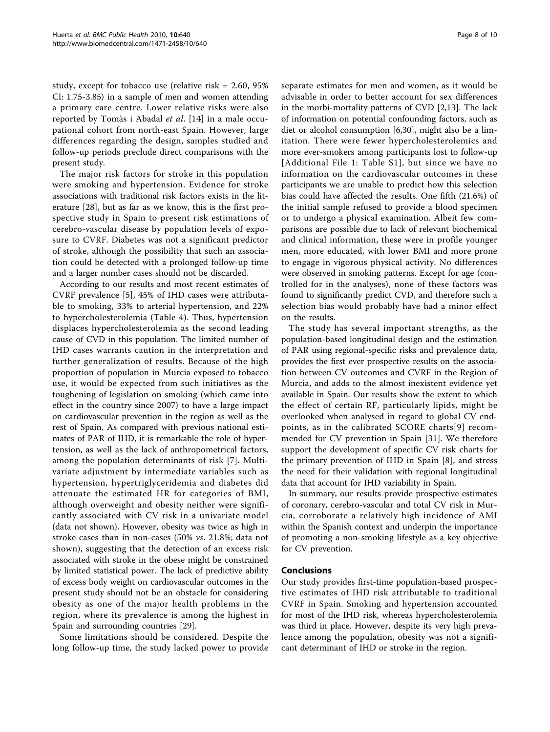study, except for tobacco use (relative risk = 2.60, 95% CI: 1.75-3.85) in a sample of men and women attending a primary care centre. Lower relative risks were also reported by Tomàs i Abadal *et al*. [14] in a male occupational cohort from north-east Spain. However, large differences regarding the design, samples studied and follow-up periods preclude direct comparisons with the present study.

The major risk factors for stroke in this population were smoking and hypertension. Evidence for stroke associations with traditional risk factors exists in the literature [28], but as far as we know, this is the first prospective study in Spain to present risk estimations of cerebro-vascular disease by population levels of exposure to CVRF. Diabetes was not a significant predictor of stroke, although the possibility that such an association could be detected with a prolonged follow-up time and a larger number cases should not be discarded.

According to our results and most recent estimates of CVRF prevalence [5], 45% of IHD cases were attributable to smoking, 33% to arterial hypertension, and 22% to hypercholesterolemia (Table 4). Thus, hypertension displaces hypercholesterolemia as the second leading cause of CVD in this population. The limited number of IHD cases warrants caution in the interpretation and further generalization of results. Because of the high proportion of population in Murcia exposed to tobacco use, it would be expected from such initiatives as the toughening of legislation on smoking (which came into effect in the country since 2007) to have a large impact on cardiovascular prevention in the region as well as the rest of Spain. As compared with previous national estimates of PAR of IHD, it is remarkable the role of hypertension, as well as the lack of anthropometrical factors, among the population determinants of risk [7]. Multivariate adjustment by intermediate variables such as hypertension, hypertriglyceridemia and diabetes did attenuate the estimated HR for categories of BMI, although overweight and obesity neither were significantly associated with CV risk in a univariate model (data not shown). However, obesity was twice as high in stroke cases than in non-cases (50% *vs*. 21.8%; data not shown), suggesting that the detection of an excess risk associated with stroke in the obese might be constrained by limited statistical power. The lack of predictive ability of excess body weight on cardiovascular outcomes in the present study should not be an obstacle for considering obesity as one of the major health problems in the region, where its prevalence is among the highest in Spain and surrounding countries [29].

Some limitations should be considered. Despite the long follow-up time, the study lacked power to provide separate estimates for men and women, as it would be advisable in order to better account for sex differences in the morbi-mortality patterns of CVD [2,13]. The lack of information on potential confounding factors, such as diet or alcohol consumption [6,30], might also be a limitation. There were fewer hypercholesterolemics and more ever-smokers among participants lost to follow-up [Additional File 1: Table S1], but since we have no information on the cardiovascular outcomes in these participants we are unable to predict how this selection bias could have affected the results. One fifth (21.6%) of the initial sample refused to provide a blood specimen or to undergo a physical examination. Albeit few comparisons are possible due to lack of relevant biochemical and clinical information, these were in profile younger men, more educated, with lower BMI and more prone to engage in vigorous physical activity. No differences were observed in smoking patterns. Except for age (controlled for in the analyses), none of these factors was found to significantly predict CVD, and therefore such a selection bias would probably have had a minor effect on the results.

The study has several important strengths, as the population-based longitudinal design and the estimation of PAR using regional-specific risks and prevalence data, provides the first ever prospective results on the association between CV outcomes and CVRF in the Region of Murcia, and adds to the almost inexistent evidence yet available in Spain. Our results show the extent to which the effect of certain RF, particularly lipids, might be overlooked when analysed in regard to global CV endpoints, as in the calibrated SCORE charts[9] recommended for CV prevention in Spain [31]. We therefore support the development of specific CV risk charts for the primary prevention of IHD in Spain [8], and stress the need for their validation with regional longitudinal data that account for IHD variability in Spain.

In summary, our results provide prospective estimates of coronary, cerebro-vascular and total CV risk in Murcia, corroborate a relatively high incidence of AMI within the Spanish context and underpin the importance of promoting a non-smoking lifestyle as a key objective for CV prevention.

## Conclusions

Our study provides first-time population-based prospective estimates of IHD risk attributable to traditional CVRF in Spain. Smoking and hypertension accounted for most of the IHD risk, whereas hypercholesterolemia was third in place. However, despite its very high prevalence among the population, obesity was not a significant determinant of IHD or stroke in the region.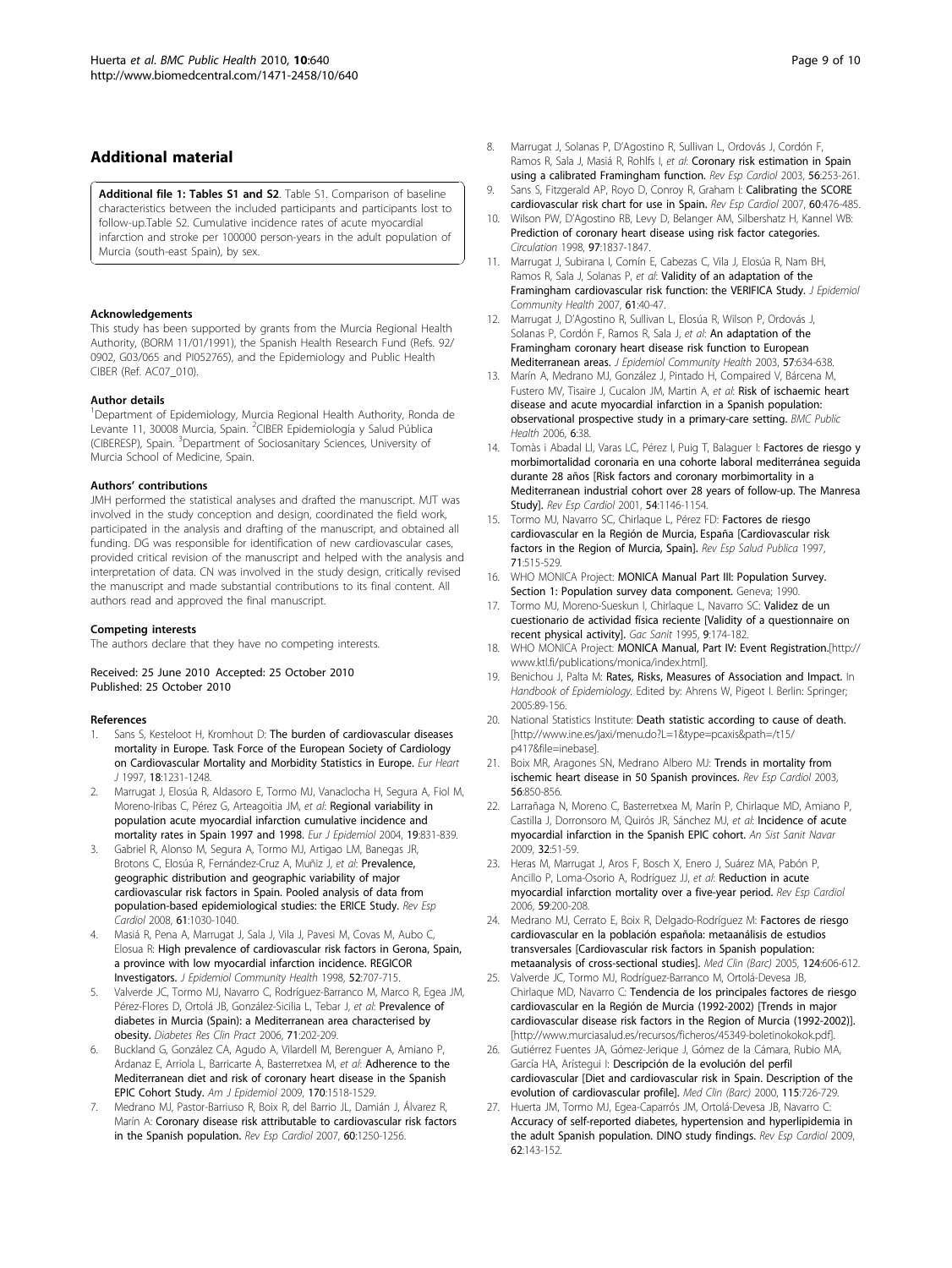## Additional material

**Additional file 1: Tables S1 and S2**. Table S1. Comparison of baseline characteristics between the included participants and participants lost to follow-up.Table S2. Cumulative incidence rates of acute myocardial infarction and stroke per 100000 person-years in the adult population of Murcia (south-east Spain), by sex.

#### Acknowledgements

This study has been supported by grants from the Murcia Regional Health Authority, (BORM 11/01/1991), the Spanish Health Research Fund (Refs. 92/0902, G03/065 and PI052765), and the Epidemiology and Public Health CIBER (Ref. AC07_010).

#### Author details

[1]Department of Epidemiology, Murcia Regional Health Authority, Ronda de Levante 11, 30008 Murcia, Spain. [2]CIBER Epidemiología y Salud Pública (CIBERESP), Spain. [3]Department of Sociosanitary Sciences, University of Murcia School of Medicine, Spain.

#### Authors' contributions

JMH performed the statistical analyses and drafted the manuscript. MJT was involved in the study conception and design, coordinated the field work, participated in the analysis and drafting of the manuscript, and obtained all funding. DG was responsible for identification of new cardiovascular cases, provided critical revision of the manuscript and helped with the analysis and interpretation of data. CN was involved in the study design, critically revised the manuscript and made substantial contributions to its final content. All authors read and approved the final manuscript.

#### Competing interests

The authors declare that they have no competing interests.

Received: 25 June 2010 Accepted: 25 October 2010
Published: 25 October 2010

#### References

1. Sans S, Kesteloot H, Kromhout D: **The burden of cardiovascular diseases mortality in Europe. Task Force of the European Society of Cardiology on Cardiovascular Mortality and Morbidity Statistics in Europe.** *Eur Heart J* 1997, **18**:1231-1248.
2. Marrugat J, Elosúa R, Aldasoro E, Tormo MJ, Vanaclocha H, Segura A, Fiol M, Moreno-Iribas C, Pérez G, Arteagoitia JM, *et al*: **Regional variability in population acute myocardial infarction cumulative incidence and mortality rates in Spain 1997 and 1998.** *Eur J Epidemiol* 2004, **19**:831-839.
3. Gabriel R, Alonso M, Segura A, Tormo MJ, Artigao LM, Banegas JR, Brotons C, Elosúa R, Fernández-Cruz A, Muñiz J, *et al*: **Prevalence, geographic distribution and geographic variability of major cardiovascular risk factors in Spain. Pooled analysis of data from population-based epidemiological studies: the ERICE Study.** *Rev Esp Cardiol* 2008, **61**:1030-1040.
4. Masiá R, Pena A, Marrugat J, Sala J, Vila J, Pavesi M, Covas M, Aubo C, Elosua R: **High prevalence of cardiovascular risk factors in Gerona, Spain, a province with low myocardial infarction incidence. REGICOR Investigators.** *J Epidemiol Community Health* 1998, **52**:707-715.
5. Valverde JC, Tormo MJ, Navarro C, Rodríguez-Barranco M, Marco R, Egea JM, Pérez-Flores D, Ortolá JB, González-Sicilia L, Tebar J, *et al*: **Prevalence of diabetes in Murcia (Spain): a Mediterranean area characterised by obesity.** *Diabetes Res Clin Pract* 2006, **71**:202-209.
6. Buckland G, González CA, Agudo A, Vilardell M, Berenguer A, Amiano P, Ardanaz E, Arriola L, Barricarte A, Basterretxea M, *et al*: **Adherence to the Mediterranean diet and risk of coronary heart disease in the Spanish EPIC Cohort Study.** *Am J Epidemiol* 2009, **170**:1518-1529.
7. Medrano MJ, Pastor-Barriuso R, Boix R, del Barrio JL, Damián J, Álvarez R, Marín A: **Coronary disease risk attributable to cardiovascular risk factors in the Spanish population.** *Rev Esp Cardiol* 2007, **60**:1250-1256.
8. Marrugat J, Solanas P, D'Agostino R, Sullivan L, Ordovás J, Cordón F, Ramos R, Sala J, Masiá R, Rohlfs I, *et al*: **Coronary risk estimation in Spain using a calibrated Framingham function.** *Rev Esp Cardiol* 2003, **56**:253-261.
9. Sans S, Fitzgerald AP, Royo D, Conroy R, Graham I: **Calibrating the SCORE cardiovascular risk chart for use in Spain.** *Rev Esp Cardiol* 2007, **60**:476-485.
10. Wilson PW, D'Agostino RB, Levy D, Belanger AM, Silbershatz H, Kannel WB: **Prediction of coronary heart disease using risk factor categories.** *Circulation* 1998, **97**:1837-1847.
11. Marrugat J, Subirana I, Comín E, Cabezas C, Vila J, Elosúa R, Nam BH, Ramos R, Sala J, Solanas P, *et al*: **Validity of an adaptation of the Framingham cardiovascular risk function: the VERIFICA Study.** *J Epidemiol Community Health* 2007, **61**:40-47.
12. Marrugat J, D'Agostino R, Sullivan L, Elosúa R, Wilson P, Ordovás J, Solanas P, Cordón F, Ramos R, Sala J, *et al*: **An adaptation of the Framingham coronary heart disease risk function to European Mediterranean areas.** *J Epidemiol Community Health* 2003, **57**:634-638.
13. Marín A, Medrano MJ, González J, Pintado H, Compaired V, Bárcena M, Fustero MV, Tisaire J, Cucalon JM, Martin A, *et al*: **Risk of ischaemic heart disease and acute myocardial infarction in a Spanish population: observational prospective study in a primary-care setting.** *BMC Public Health* 2006, **6**:38.
14. Tomàs i Abadal Ll, Varas LC, Pérez I, Puig T, Balaguer I: **Factores de riesgo y morbimortalidad coronaria en una cohorte laboral mediterránea seguida durante 28 años [Risk factors and coronary morbimortality in a Mediterranean industrial cohort over 28 years of follow-up. The Manresa Study].** *Rev Esp Cardiol* 2001, **54**:1146-1154.
15. Tormo MJ, Navarro SC, Chirlaque L, Pérez FD: **Factores de riesgo cardiovascular en la Región de Murcia, España [Cardiovascular risk factors in the Region of Murcia, Spain].** *Rev Esp Salud Publica* 1997, **71**:515-529.
16. WHO MONICA Project: **MONICA Manual Part III: Population Survey. Section 1: Population survey data component.** Geneva; 1990.
17. Tormo MJ, Moreno-Sueskun I, Chirlaque L, Navarro SC: **Validez de un cuestionario de actividad física reciente [Validity of a questionnaire on recent physical activity].** *Gac Sanit* 1995, **9**:174-182.
18. WHO MONICA Project: **MONICA Manual, Part IV: Event Registration.**[http://www.ktl.fi/publications/monica/index.html].
19. Benichou J, Palta M: **Rates, Risks, Measures of Association and Impact.** In *Handbook of Epidemiology.* Edited by: Ahrens W, Pigeot I. Berlin: Springer; 2005:89-156.
20. National Statistics Institute: **Death statistic according to cause of death.** [http://www.ine.es/jaxi/menu.do?L=1&type=pcaxis&path=/t15/p417&file=inebase].
21. Boix MR, Aragones SN, Medrano Albero MJ: **Trends in mortality from ischemic heart disease in 50 Spanish provinces.** *Rev Esp Cardiol* 2003, **56**:850-856.
22. Larrañaga N, Moreno C, Basterretxea M, Marín P, Chirlaque MD, Amiano P, Castilla J, Dorronsoro M, Quirós JR, Sánchez MJ, *et al*: **Incidence of acute myocardial infarction in the Spanish EPIC cohort.** *An Sist Sanit Navar* 2009, **32**:51-59.
23. Heras M, Marrugat J, Aros F, Bosch X, Enero J, Suárez MA, Pabón P, Ancillo P, Loma-Osorio A, Rodríguez JJ, *et al*: **Reduction in acute myocardial infarction mortality over a five-year period.** *Rev Esp Cardiol* 2006, **59**:200-208.
24. Medrano MJ, Cerrato E, Boix R, Delgado-Rodríguez M: **Factores de riesgo cardiovascular en la población española: metaanálisis de estudios transversales [Cardiovascular risk factors in Spanish population: metaanalysis of cross-sectional studies].** *Med Clin (Barc)* 2005, **124**:606-612.
25. Valverde JC, Tormo MJ, Rodríguez-Barranco M, Ortolá-Devesa JB, Chirlaque MD, Navarro C: **Tendencia de los principales factores de riesgo cardiovascular en la Región de Murcia (1992-2002) [Trends in major cardiovascular disease risk factors in the Region of Murcia (1992-2002)].** [http://www.murciasalud.es/recursos/ficheros/45349-boletinokokok.pdf].
26. Gutiérrez Fuentes JA, Gómez-Jerique J, Gómez de la Cámara, Rubio MA, García HA, Arístegui I: **Descripción de la evolución del perfil cardiovascular [Diet and cardiovascular risk in Spain. Description of the evolution of cardiovascular profile].** *Med Clin (Barc)* 2000, **115**:726-729.
27. Huerta JM, Tormo MJ, Egea-Caparrós JM, Ortolá-Devesa JB, Navarro C: **Accuracy of self-reported diabetes, hypertension and hyperlipidemia in the adult Spanish population. DINO study findings.** *Rev Esp Cardiol* 2009, **62**:143-152.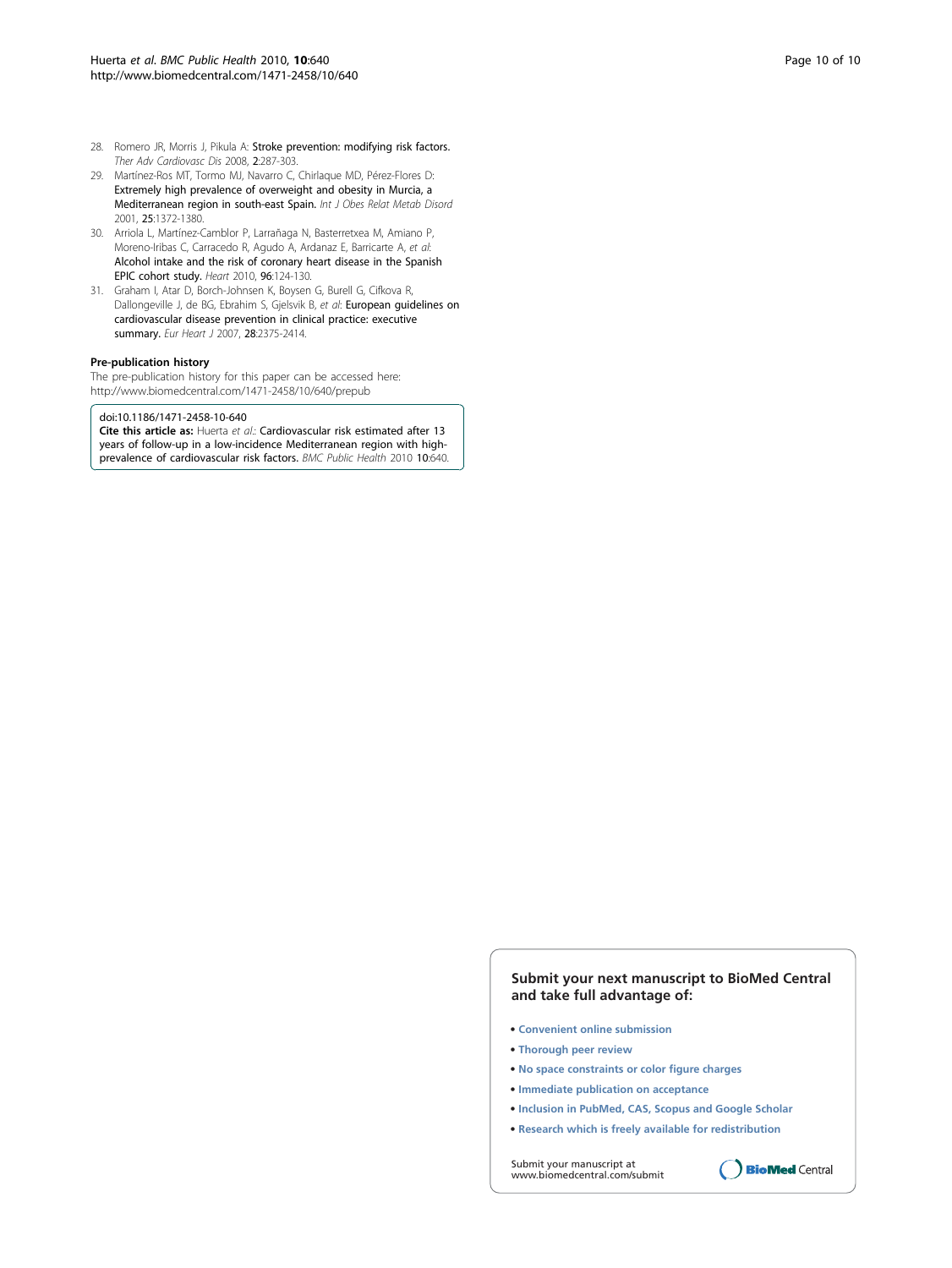28. Romero JR, Morris J, Pikula A: **Stroke prevention: modifying risk factors.** *Ther Adv Cardiovasc Dis* 2008, **2**:287-303.
29. Martínez-Ros MT, Tormo MJ, Navarro C, Chirlaque MD, Pérez-Flores D: **Extremely high prevalence of overweight and obesity in Murcia, a Mediterranean region in south-east Spain.** *Int J Obes Relat Metab Disord* 2001, **25**:1372-1380.
30. Arriola L, Martínez-Camblor P, Larrañaga N, Basterretxea M, Amiano P, Moreno-Iribas C, Carracedo R, Agudo A, Ardanaz E, Barricarte A, *et al*: **Alcohol intake and the risk of coronary heart disease in the Spanish EPIC cohort study.** *Heart* 2010, **96**:124-130.
31. Graham I, Atar D, Borch-Johnsen K, Boysen G, Burell G, Cifkova R, Dallongeville J, de BG, Ebrahim S, Gjelsvik B, *et al*: **European guidelines on cardiovascular disease prevention in clinical practice: executive summary.** *Eur Heart J* 2007, **28**:2375-2414.

### Pre-publication history

The pre-publication history for this paper can be accessed here: http://www.biomedcentral.com/1471-2458/10/640/prepub

doi:10.1186/1471-2458-10-640

**Cite this article as:** Huerta *et al.*: Cardiovascular risk estimated after 13 years of follow-up in a low-incidence Mediterranean region with high-prevalence of cardiovascular risk factors. *BMC Public Health* 2010 **10**:640.

**Submit your next manuscript to BioMed Central and take full advantage of:**

- **Convenient online submission**
- **Thorough peer review**
- **No space constraints or color figure charges**
- **Immediate publication on acceptance**
- **Inclusion in PubMed, CAS, Scopus and Google Scholar**
- **Research which is freely available for redistribution**

Submit your manuscript at www.biomedcentral.com/submit

BioMed Central